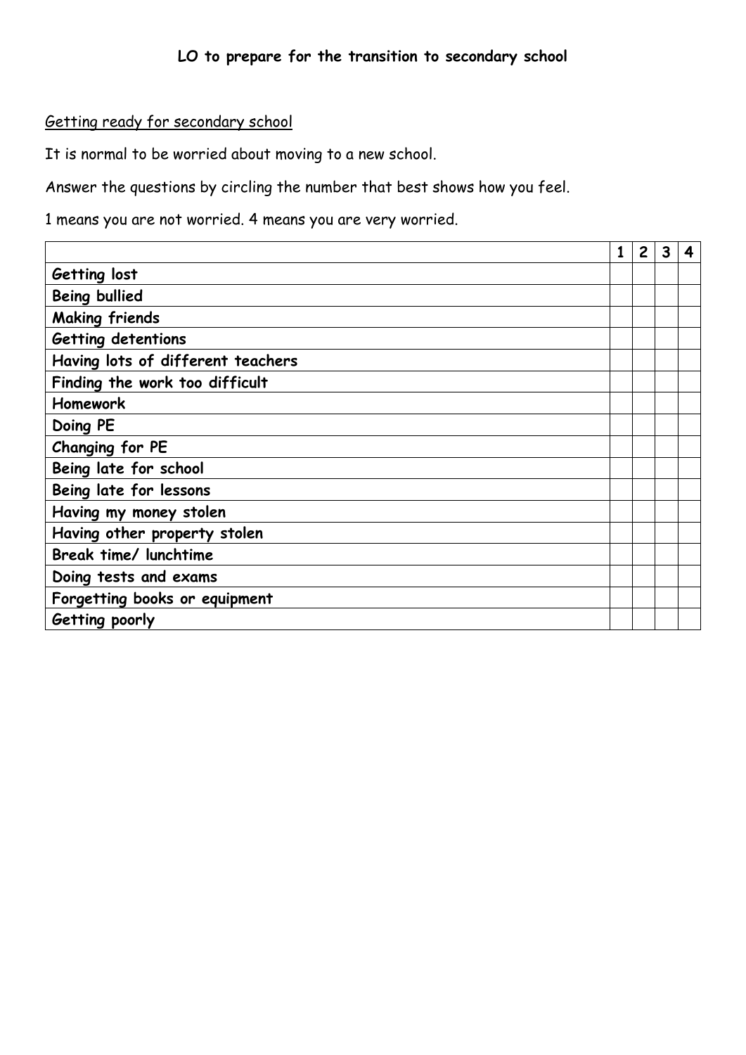**LO to prepare for the transition to secondary school**

Getting ready for secondary school

It is normal to be worried about moving to a new school.

Answer the questions by circling the number that best shows how you feel.

1 means you are not worried. 4 means you are very worried.

| | 1 | 2 | 3 | 4 |
|---|---|---|---|---|
| **Getting lost** | | | | |
| **Being bullied** | | | | |
| **Making friends** | | | | |
| **Getting detentions** | | | | |
| **Having lots of different teachers** | | | | |
| **Finding the work too difficult** | | | | |
| **Homework** | | | | |
| **Doing PE** | | | | |
| **Changing for PE** | | | | |
| **Being late for school** | | | | |
| **Being late for lessons** | | | | |
| **Having my money stolen** | | | | |
| **Having other property stolen** | | | | |
| **Break time/ lunchtime** | | | | |
| **Doing tests and exams** | | | | |
| **Forgetting books or equipment** | | | | |
| **Getting poorly** | | | | |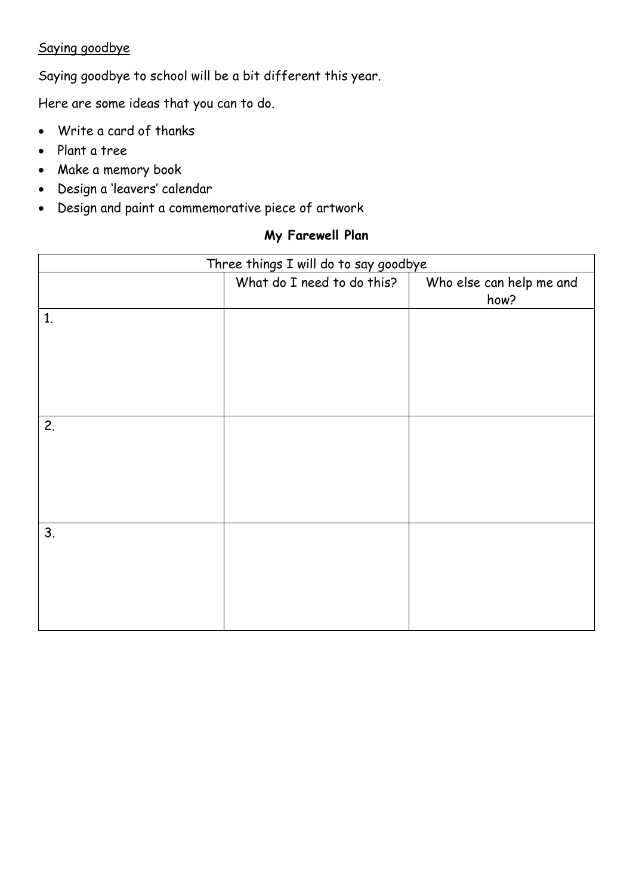Saying goodbye

Saying goodbye to school will be a bit different this year.

Here are some ideas that you can to do.

- Write a card of thanks
- Plant a tree
- Make a memory book
- Design a 'leavers' calendar
- Design and paint a commemorative piece of artwork

**My Farewell Plan**

| Three things I will do to say goodbye | | |
|---|---|---|
| | What do I need to do this? | Who else can help me and how? |
| 1. | | |
| 2. | | |
| 3. | | |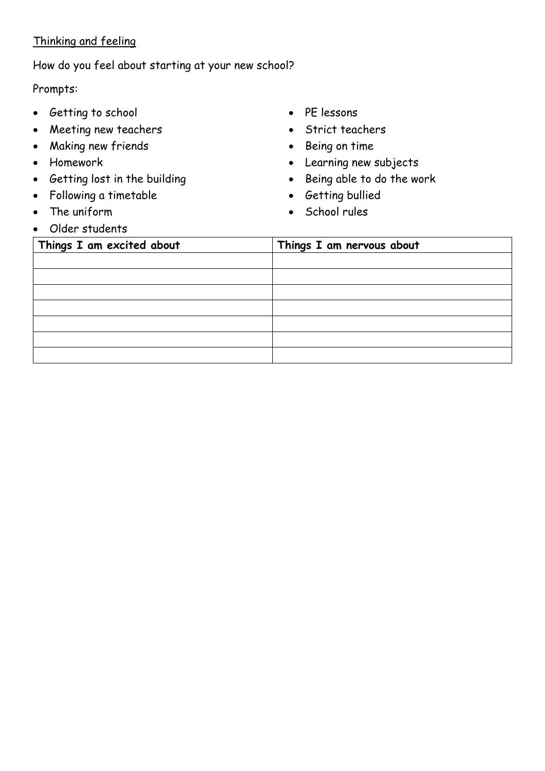Thinking and feeling

How do you feel about starting at your new school?

Prompts:

- Getting to school
- Meeting new teachers
- Making new friends
- Homework
- Getting lost in the building
- Following a timetable
- The uniform
- Older students
- PE lessons
- Strict teachers
- Being on time
- Learning new subjects
- Being able to do the work
- Getting bullied
- School rules

| Things I am excited about | Things I am nervous about |
|---|---|
| | |
| | |
| | |
| | |
| | |
| | |
| | |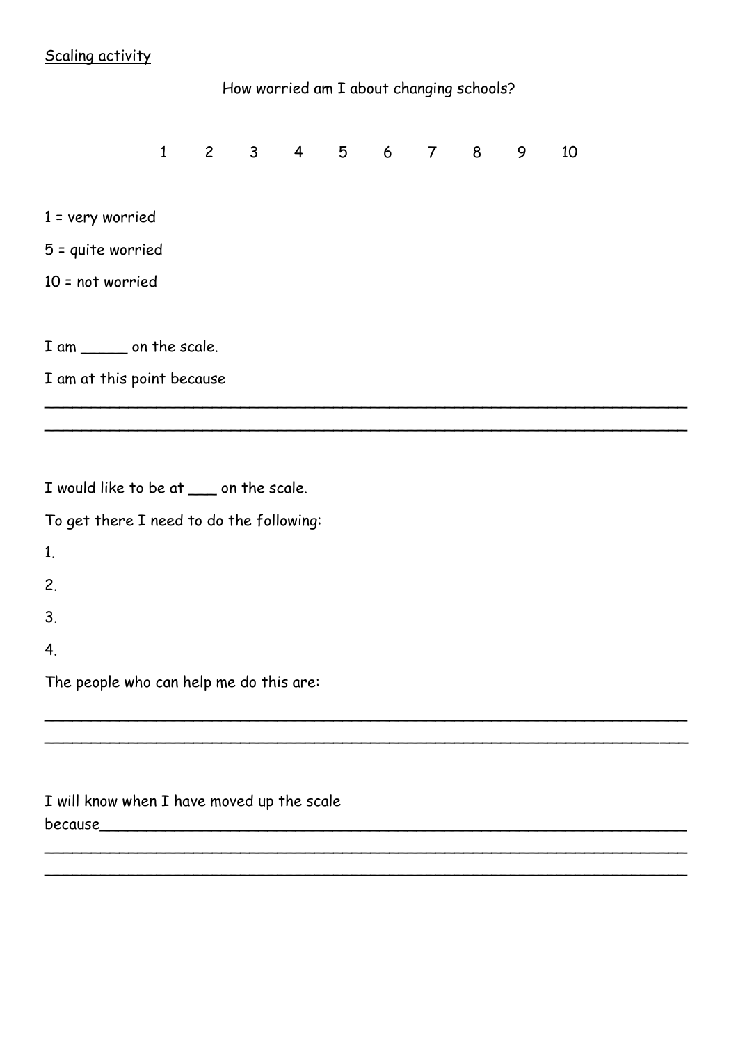Scaling activity

How worried am I about changing schools?

1    2    3    4    5    6    7    8    9    10

1 = very worried

5 = quite worried

10 = not worried

I am _____ on the scale.

I am at this point because

______________________________________________________________________

______________________________________________________________________

I would like to be at ___ on the scale.

To get there I need to do the following:

1.

2.

3.

4.

The people who can help me do this are:

______________________________________________________________________

______________________________________________________________________

I will know when I have moved up the scale because______________________________________________________________

______________________________________________________________________

______________________________________________________________________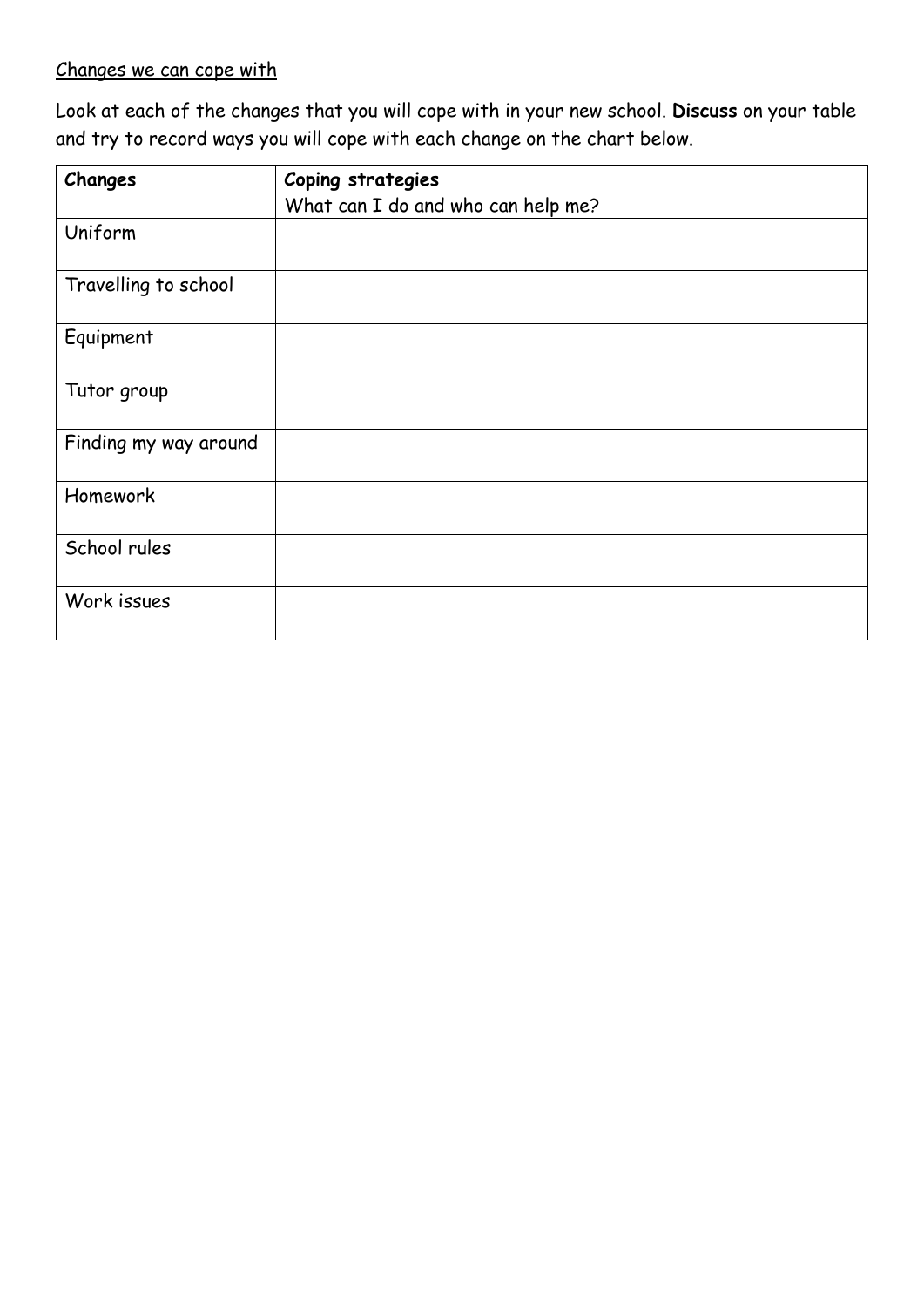Changes we can cope with

Look at each of the changes that you will cope with in your new school. **Discuss** on your table and try to record ways you will cope with each change on the chart below.

| **Changes** | **Coping strategies**<br>What can I do and who can help me? |
|---|---|
| Uniform | |
| Travelling to school | |
| Equipment | |
| Tutor group | |
| Finding my way around | |
| Homework | |
| School rules | |
| Work issues | |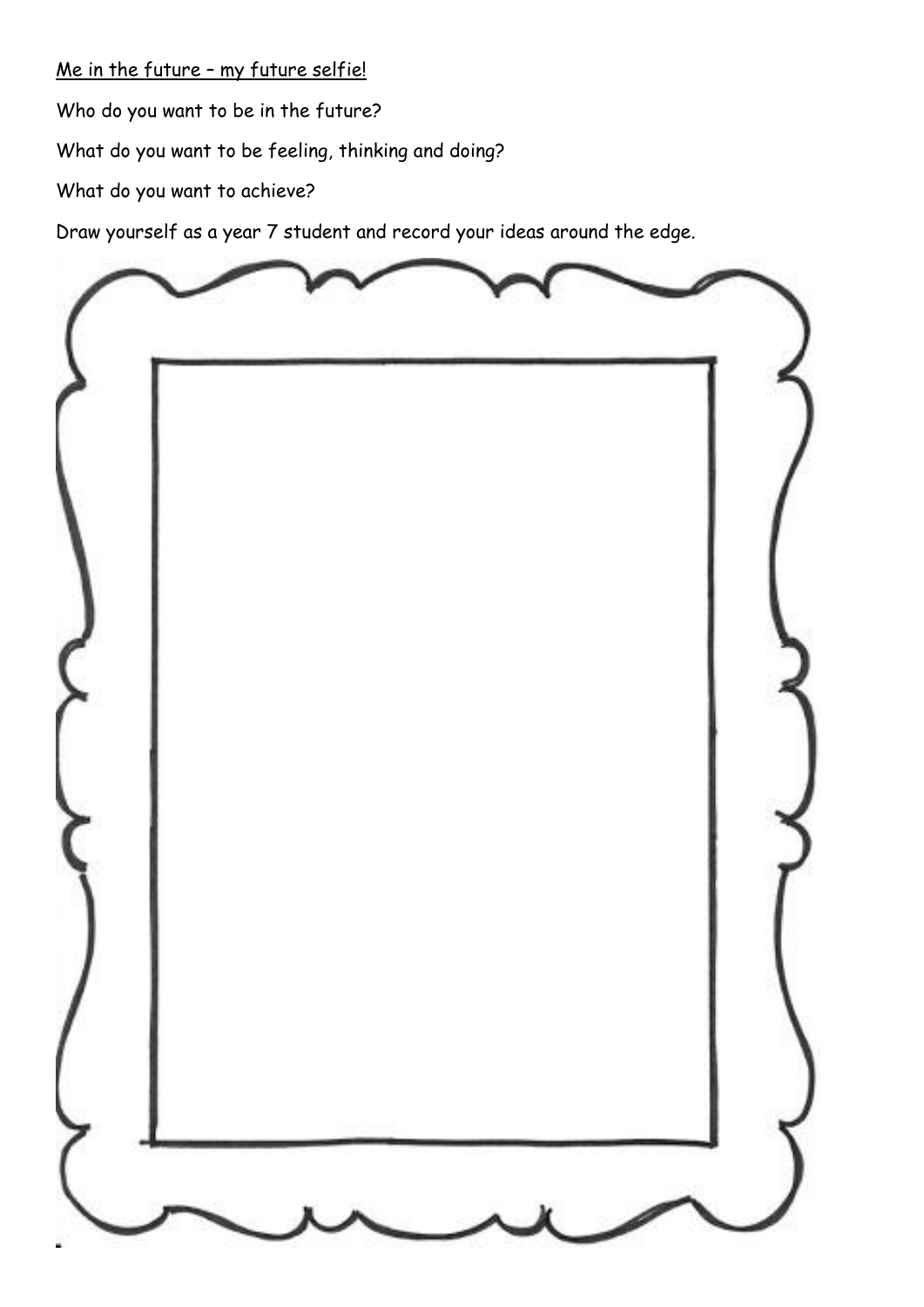Me in the future – my future selfie!

Who do you want to be in the future?

What do you want to be feeling, thinking and doing?

What do you want to achieve?

Draw yourself as a year 7 student and record your ideas around the edge.